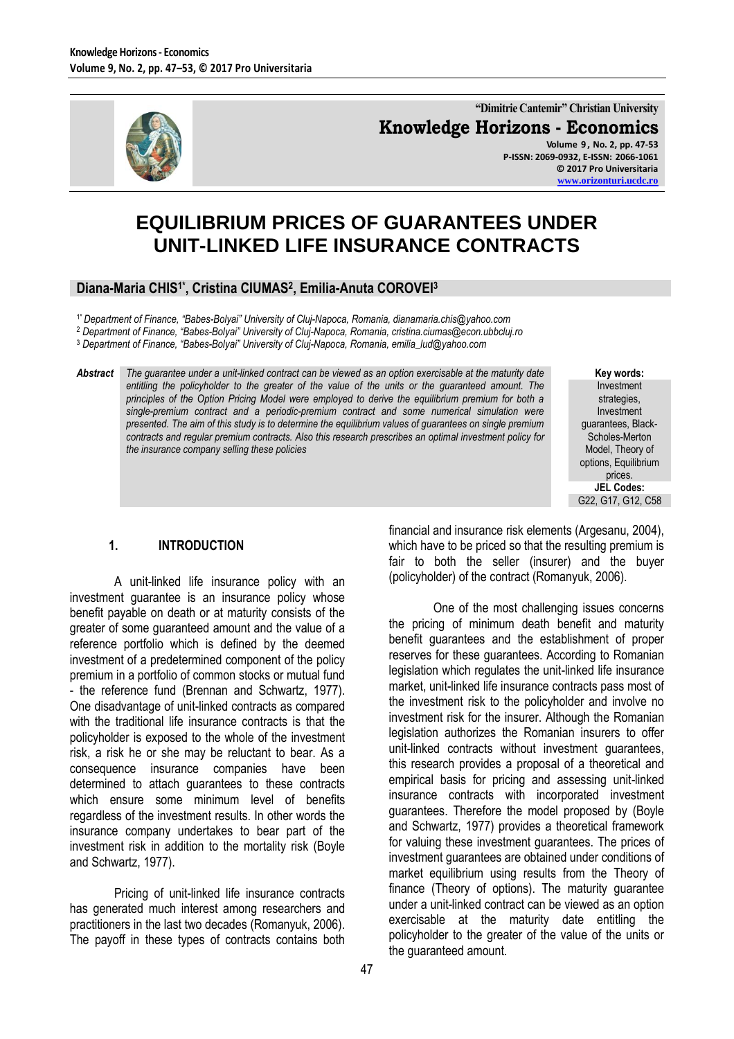"Dimitrie Cantemir" Christian University
**Knowledge Horizons - Economics**
Volume 9, No. 2, pp. 47-53
P-ISSN: 2069-0932, E-ISSN: 2066-1061
© 2017 Pro Universitaria
www.orizonturi.ucdc.ro

# EQUILIBRIUM PRICES OF GUARANTEES UNDER UNIT-LINKED LIFE INSURANCE CONTRACTS

**Diana-Maria CHIS[1*], Cristina CIUMAS[2], Emilia-Anuta COROVEI[3]**

[1*] *Department of Finance, "Babes-Bolyai" University of Cluj-Napoca, Romania, dianamaria.chis@yahoo.com*
[2] *Department of Finance, "Babes-Bolyai" University of Cluj-Napoca, Romania, cristina.ciumas@econ.ubbcluj.ro*
[3] *Department of Finance, "Babes-Bolyai" University of Cluj-Napoca, Romania, emilia_lud@yahoo.com*

***Abstract*** *The guarantee under a unit-linked contract can be viewed as an option exercisable at the maturity date entitling the policyholder to the greater of the value of the units or the guaranteed amount. The principles of the Option Pricing Model were employed to derive the equilibrium premium for both a single-premium contract and a periodic-premium contract and some numerical simulation were presented. The aim of this study is to determine the equilibrium values of guarantees on single premium contracts and regular premium contracts. Also this research prescribes an optimal investment policy for the insurance company selling these policies*

**Key words:**
Investment strategies, Investment guarantees, Black-Scholes-Merton Model, Theory of options, Equilibrium prices.

**JEL Codes:**
G22, G17, G12, C58

## 1. INTRODUCTION

A unit-linked life insurance policy with an investment guarantee is an insurance policy whose benefit payable on death or at maturity consists of the greater of some guaranteed amount and the value of a reference portfolio which is defined by the deemed investment of a predetermined component of the policy premium in a portfolio of common stocks or mutual fund - the reference fund (Brennan and Schwartz, 1977). One disadvantage of unit-linked contracts as compared with the traditional life insurance contracts is that the policyholder is exposed to the whole of the investment risk, a risk he or she may be reluctant to bear. As a consequence insurance companies have been determined to attach guarantees to these contracts which ensure some minimum level of benefits regardless of the investment results. In other words the insurance company undertakes to bear part of the investment risk in addition to the mortality risk (Boyle and Schwartz, 1977).

Pricing of unit-linked life insurance contracts has generated much interest among researchers and practitioners in the last two decades (Romanyuk, 2006). The payoff in these types of contracts contains both financial and insurance risk elements (Argesanu, 2004), which have to be priced so that the resulting premium is fair to both the seller (insurer) and the buyer (policyholder) of the contract (Romanyuk, 2006).

One of the most challenging issues concerns the pricing of minimum death benefit and maturity benefit guarantees and the establishment of proper reserves for these guarantees. According to Romanian legislation which regulates the unit-linked life insurance market, unit-linked life insurance contracts pass most of the investment risk to the policyholder and involve no investment risk for the insurer. Although the Romanian legislation authorizes the Romanian insurers to offer unit-linked contracts without investment guarantees, this research provides a proposal of a theoretical and empirical basis for pricing and assessing unit-linked insurance contracts with incorporated investment guarantees. Therefore the model proposed by (Boyle and Schwartz, 1977) provides a theoretical framework for valuing these investment guarantees. The prices of investment guarantees are obtained under conditions of market equilibrium using results from the Theory of finance (Theory of options). The maturity guarantee under a unit-linked contract can be viewed as an option exercisable at the maturity date entitling the policyholder to the greater of the value of the units or the guaranteed amount.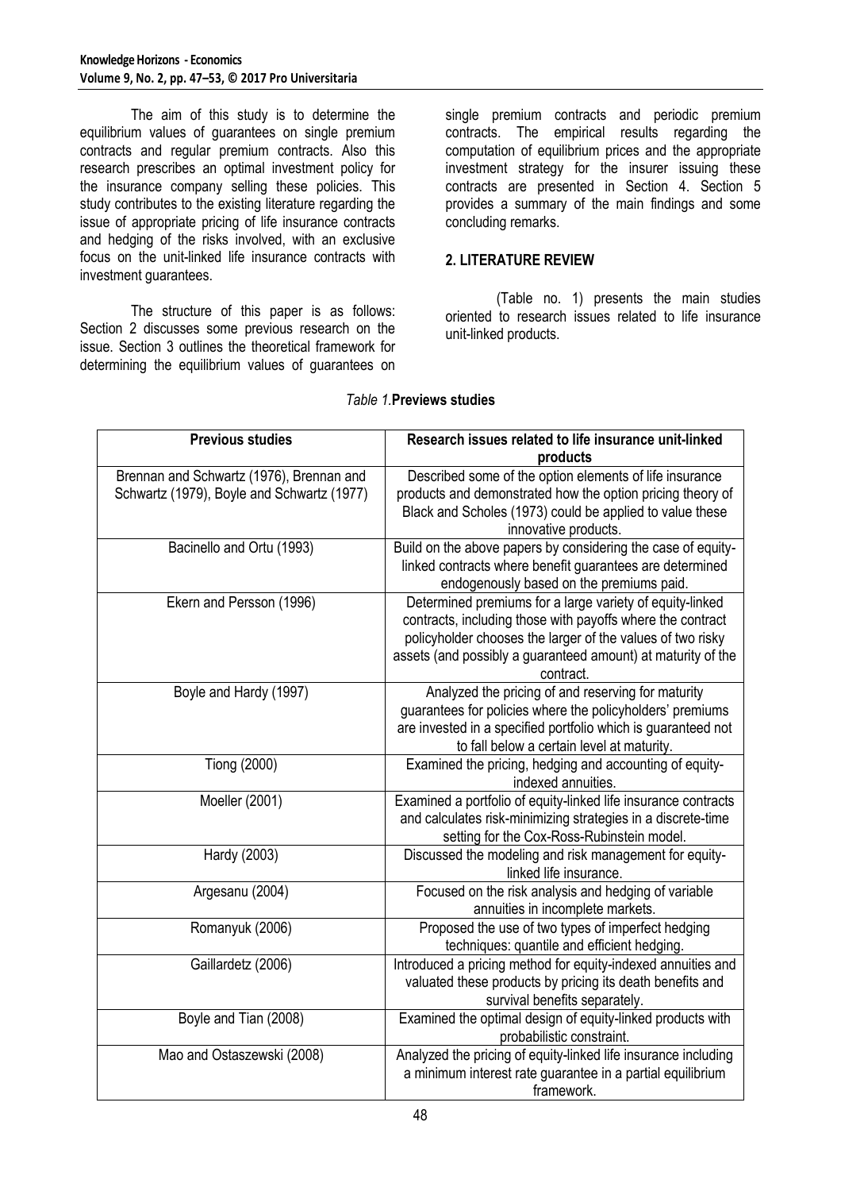The aim of this study is to determine the equilibrium values of guarantees on single premium contracts and regular premium contracts. Also this research prescribes an optimal investment policy for the insurance company selling these policies. This study contributes to the existing literature regarding the issue of appropriate pricing of life insurance contracts and hedging of the risks involved, with an exclusive focus on the unit-linked life insurance contracts with investment guarantees.

The structure of this paper is as follows: Section 2 discusses some previous research on the issue. Section 3 outlines the theoretical framework for determining the equilibrium values of guarantees on single premium contracts and periodic premium contracts. The empirical results regarding the computation of equilibrium prices and the appropriate investment strategy for the insurer issuing these contracts are presented in Section 4. Section 5 provides a summary of the main findings and some concluding remarks.

## 2. LITERATURE REVIEW

(Table no. 1) presents the main studies oriented to research issues related to life insurance unit-linked products.

*Table 1.* **Previews studies**

| Previous studies | Research issues related to life insurance unit-linked products |
|---|---|
| Brennan and Schwartz (1976), Brennan and Schwartz (1979), Boyle and Schwartz (1977) | Described some of the option elements of life insurance products and demonstrated how the option pricing theory of Black and Scholes (1973) could be applied to value these innovative products. |
| Bacinello and Ortu (1993) | Build on the above papers by considering the case of equity-linked contracts where benefit guarantees are determined endogenously based on the premiums paid. |
| Ekern and Persson (1996) | Determined premiums for a large variety of equity-linked contracts, including those with payoffs where the contract policyholder chooses the larger of the values of two risky assets (and possibly a guaranteed amount) at maturity of the contract. |
| Boyle and Hardy (1997) | Analyzed the pricing of and reserving for maturity guarantees for policies where the policyholders' premiums are invested in a specified portfolio which is guaranteed not to fall below a certain level at maturity. |
| Tiong (2000) | Examined the pricing, hedging and accounting of equity-indexed annuities. |
| Moeller (2001) | Examined a portfolio of equity-linked life insurance contracts and calculates risk-minimizing strategies in a discrete-time setting for the Cox-Ross-Rubinstein model. |
| Hardy (2003) | Discussed the modeling and risk management for equity-linked life insurance. |
| Argesanu (2004) | Focused on the risk analysis and hedging of variable annuities in incomplete markets. |
| Romanyuk (2006) | Proposed the use of two types of imperfect hedging techniques: quantile and efficient hedging. |
| Gaillardetz (2006) | Introduced a pricing method for equity-indexed annuities and valuated these products by pricing its death benefits and survival benefits separately. |
| Boyle and Tian (2008) | Examined the optimal design of equity-linked products with probabilistic constraint. |
| Mao and Ostaszewski (2008) | Analyzed the pricing of equity-linked life insurance including a minimum interest rate guarantee in a partial equilibrium framework. |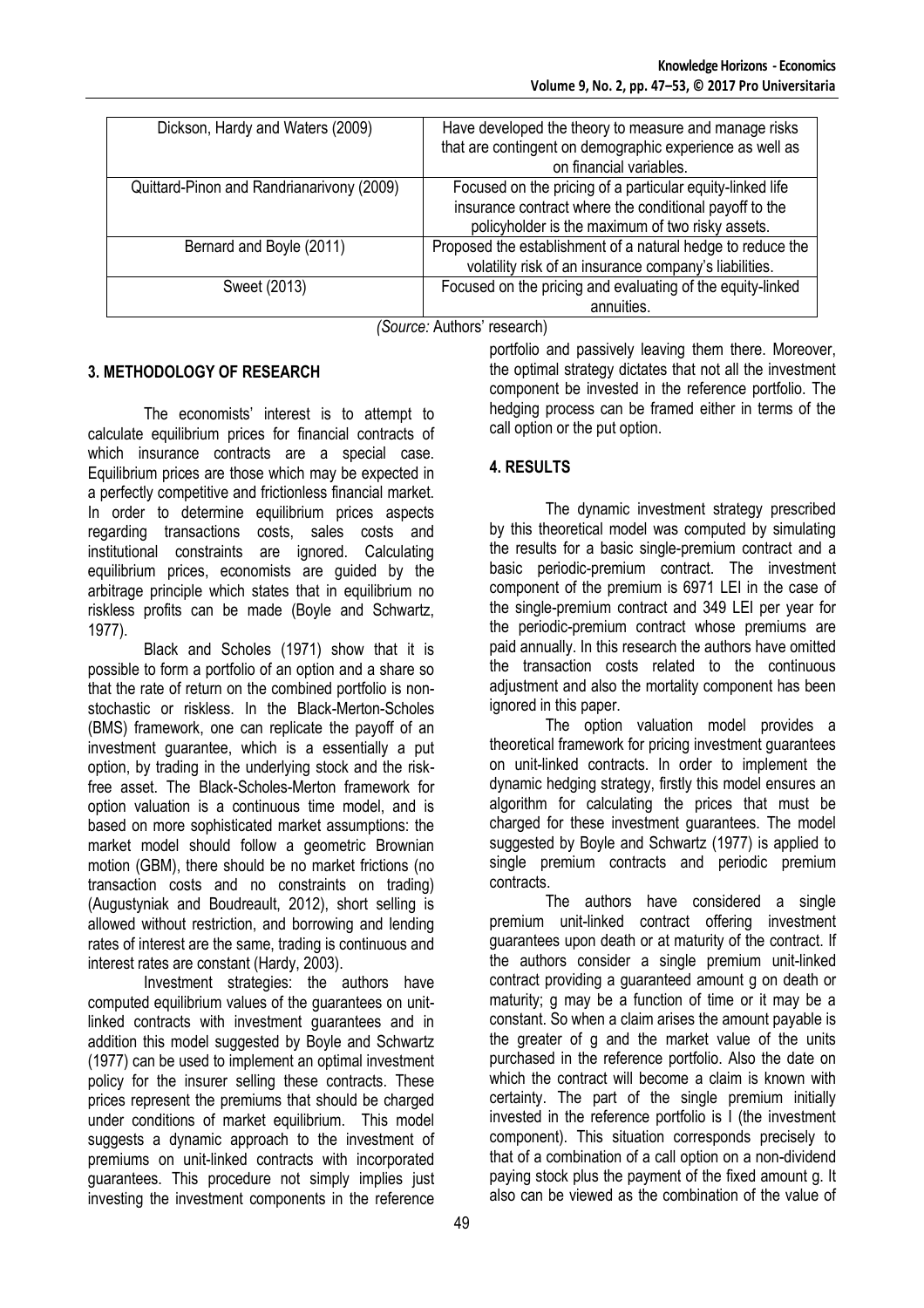| Dickson, Hardy and Waters (2009) | Have developed the theory to measure and manage risks that are contingent on demographic experience as well as on financial variables. |
|---|---|
| Quittard-Pinon and Randrianarivony (2009) | Focused on the pricing of a particular equity-linked life insurance contract where the conditional payoff to the policyholder is the maximum of two risky assets. |
| Bernard and Boyle (2011) | Proposed the establishment of a natural hedge to reduce the volatility risk of an insurance company's liabilities. |
| Sweet (2013) | Focused on the pricing and evaluating of the equity-linked annuities. |

*(Source:* Authors' research)

## 3. METHODOLOGY OF RESEARCH

The economists' interest is to attempt to calculate equilibrium prices for financial contracts of which insurance contracts are a special case. Equilibrium prices are those which may be expected in a perfectly competitive and frictionless financial market. In order to determine equilibrium prices aspects regarding transactions costs, sales costs and institutional constraints are ignored. Calculating equilibrium prices, economists are guided by the arbitrage principle which states that in equilibrium no riskless profits can be made (Boyle and Schwartz, 1977).

Black and Scholes (1971) show that it is possible to form a portfolio of an option and a share so that the rate of return on the combined portfolio is non-stochastic or riskless. In the Black-Merton-Scholes (BMS) framework, one can replicate the payoff of an investment guarantee, which is a essentially a put option, by trading in the underlying stock and the risk-free asset. The Black-Scholes-Merton framework for option valuation is a continuous time model, and is based on more sophisticated market assumptions: the market model should follow a geometric Brownian motion (GBM), there should be no market frictions (no transaction costs and no constraints on trading) (Augustyniak and Boudreault, 2012), short selling is allowed without restriction, and borrowing and lending rates of interest are the same, trading is continuous and interest rates are constant (Hardy, 2003).

Investment strategies: the authors have computed equilibrium values of the guarantees on unit-linked contracts with investment guarantees and in addition this model suggested by Boyle and Schwartz (1977) can be used to implement an optimal investment policy for the insurer selling these contracts. These prices represent the premiums that should be charged under conditions of market equilibrium. This model suggests a dynamic approach to the investment of premiums on unit-linked contracts with incorporated guarantees. This procedure not simply implies just investing the investment components in the reference portfolio and passively leaving them there. Moreover, the optimal strategy dictates that not all the investment component be invested in the reference portfolio. The hedging process can be framed either in terms of the call option or the put option.

## 4. RESULTS

The dynamic investment strategy prescribed by this theoretical model was computed by simulating the results for a basic single-premium contract and a basic periodic-premium contract. The investment component of the premium is 6971 LEI in the case of the single-premium contract and 349 LEI per year for the periodic-premium contract whose premiums are paid annually. In this research the authors have omitted the transaction costs related to the continuous adjustment and also the mortality component has been ignored in this paper.

The option valuation model provides a theoretical framework for pricing investment guarantees on unit-linked contracts. In order to implement the dynamic hedging strategy, firstly this model ensures an algorithm for calculating the prices that must be charged for these investment guarantees. The model suggested by Boyle and Schwartz (1977) is applied to single premium contracts and periodic premium contracts.

The authors have considered a single premium unit-linked contract offering investment guarantees upon death or at maturity of the contract. If the authors consider a single premium unit-linked contract providing a guaranteed amount $g$ on death or maturity; $g$ may be a function of time or it may be a constant. So when a claim arises the amount payable is the greater of $g$ and the market value of the units purchased in the reference portfolio. Also the date on which the contract will become a claim is known with certainty. The part of the single premium initially invested in the reference portfolio is $I$ (the investment component). This situation corresponds precisely to that of a combination of a call option on a non-dividend paying stock plus the payment of the fixed amount $g$. It also can be viewed as the combination of the value of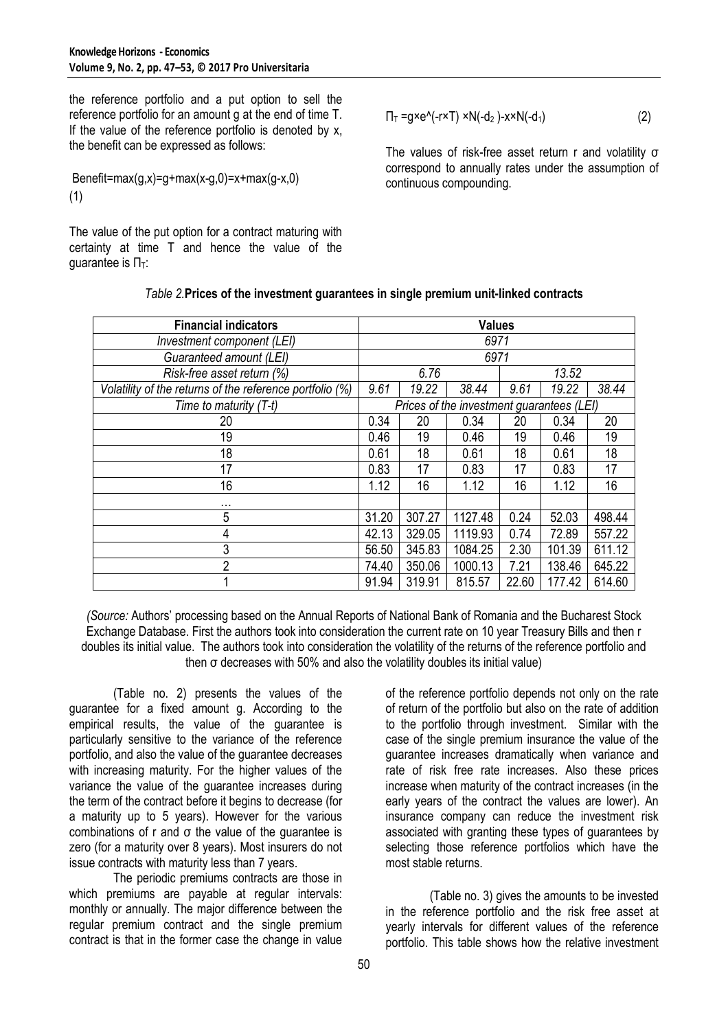the reference portfolio and a put option to sell the reference portfolio for an amount g at the end of time T. If the value of the reference portfolio is denoted by x, the benefit can be expressed as follows:

$$\text{Benefit} = \max(g,x) = g + \max(x-g,0) = x + \max(g-x,0) \quad (1)$$

The value of the put option for a contract maturing with certainty at time T and hence the value of the guarantee is $\Pi_T$:

$$\Pi_T = g \times e^{(-r \times T)} \times N(-d_2) - x \times N(-d_1) \quad (2)$$

The values of risk-free asset return r and volatility σ correspond to annually rates under the assumption of continuous compounding.

*Table 2.* **Prices of the investment guarantees in single premium unit-linked contracts**

| Financial indicators | Values | | | | | |
|---|---|---|---|---|---|---|
| *Investment component (LEI)* | *6971* | | | | | |
| *Guaranteed amount (LEI)* | *6971* | | | | | |
| *Risk-free asset return (%)* | *6.76* | | | *13.52* | | |
| *Volatility of the returns of the reference portfolio (%)* | *9.61* | *19.22* | *38.44* | *9.61* | *19.22* | *38.44* |
| *Time to maturity (T-t)* | *Prices of the investment guarantees (LEI)* | | | | | |
| 20 | 0.34 | 20 | 0.34 | 20 | 0.34 | 20 |
| 19 | 0.46 | 19 | 0.46 | 19 | 0.46 | 19 |
| 18 | 0.61 | 18 | 0.61 | 18 | 0.61 | 18 |
| 17 | 0.83 | 17 | 0.83 | 17 | 0.83 | 17 |
| 16 | 1.12 | 16 | 1.12 | 16 | 1.12 | 16 |
| … | | | | | | |
| 5 | 31.20 | 307.27 | 1127.48 | 0.24 | 52.03 | 498.44 |
| 4 | 42.13 | 329.05 | 1119.93 | 0.74 | 72.89 | 557.22 |
| 3 | 56.50 | 345.83 | 1084.25 | 2.30 | 101.39 | 611.12 |
| 2 | 74.40 | 350.06 | 1000.13 | 7.21 | 138.46 | 645.22 |
| 1 | 91.94 | 319.91 | 815.57 | 22.60 | 177.42 | 614.60 |

*(Source:* Authors' processing based on the Annual Reports of National Bank of Romania and the Bucharest Stock Exchange Database. First the authors took into consideration the current rate on 10 year Treasury Bills and then r doubles its initial value. The authors took into consideration the volatility of the returns of the reference portfolio and then σ decreases with 50% and also the volatility doubles its initial value)

(Table no. 2) presents the values of the guarantee for a fixed amount g. According to the empirical results, the value of the guarantee is particularly sensitive to the variance of the reference portfolio, and also the value of the guarantee decreases with increasing maturity. For the higher values of the variance the value of the guarantee increases during the term of the contract before it begins to decrease (for a maturity up to 5 years). However for the various combinations of r and σ the value of the guarantee is zero (for a maturity over 8 years). Most insurers do not issue contracts with maturity less than 7 years.

The periodic premiums contracts are those in which premiums are payable at regular intervals: monthly or annually. The major difference between the regular premium contract and the single premium contract is that in the former case the change in value of the reference portfolio depends not only on the rate of return of the portfolio but also on the rate of addition to the portfolio through investment. Similar with the case of the single premium insurance the value of the guarantee increases dramatically when variance and rate of risk free rate increases. Also these prices increase when maturity of the contract increases (in the early years of the contract the values are lower). An insurance company can reduce the investment risk associated with granting these types of guarantees by selecting those reference portfolios which have the most stable returns.

(Table no. 3) gives the amounts to be invested in the reference portfolio and the risk free asset at yearly intervals for different values of the reference portfolio. This table shows how the relative investment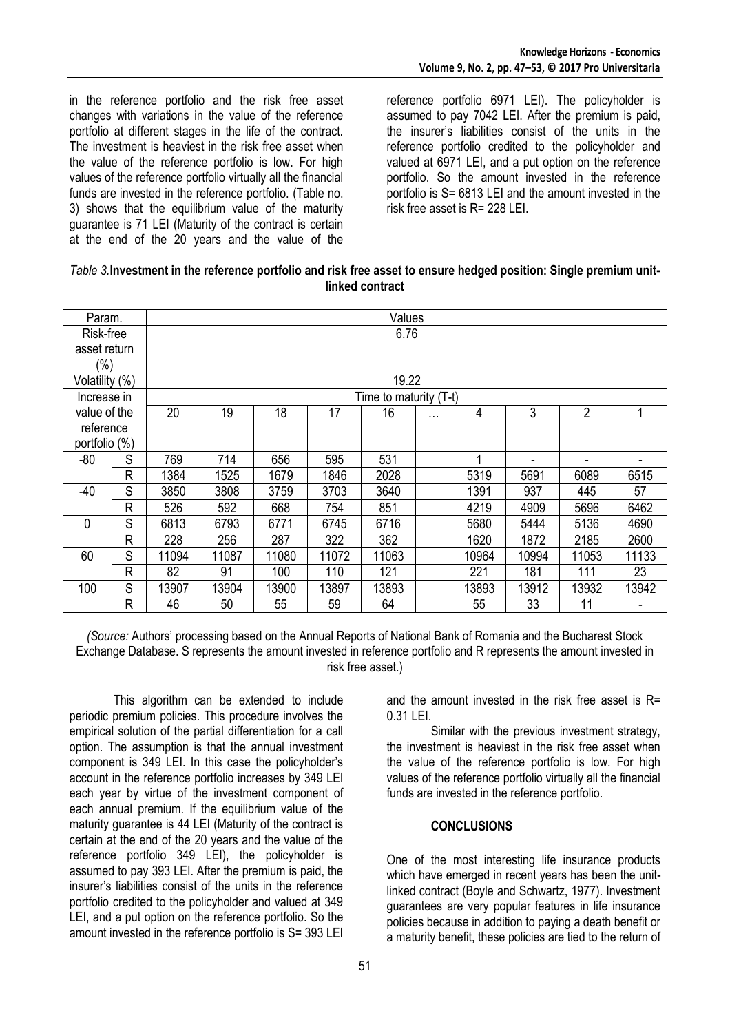in the reference portfolio and the risk free asset changes with variations in the value of the reference portfolio at different stages in the life of the contract. The investment is heaviest in the risk free asset when the value of the reference portfolio is low. For high values of the reference portfolio virtually all the financial funds are invested in the reference portfolio. (Table no. 3) shows that the equilibrium value of the maturity guarantee is 71 LEI (Maturity of the contract is certain at the end of the 20 years and the value of the reference portfolio 6971 LEI). The policyholder is assumed to pay 7042 LEI. After the premium is paid, the insurer's liabilities consist of the units in the reference portfolio credited to the policyholder and valued at 6971 LEI, and a put option on the reference portfolio. So the amount invested in the reference portfolio is S= 6813 LEI and the amount invested in the risk free asset is R= 228 LEI.

*Table 3.* **Investment in the reference portfolio and risk free asset to ensure hedged position: Single premium unit-linked contract**

| Param. | | Values | | | | | | | | | |
|---|---|---|---|---|---|---|---|---|---|---|---|
| Risk-free asset return (%) | | 6.76 | | | | | | | | | |
| Volatility (%) | | 19.22 | | | | | | | | | |
| Increase in value of the reference portfolio (%) | | Time to maturity (T-t) | | | | | | | | | |
| | | 20 | 19 | 18 | 17 | 16 | … | 4 | 3 | 2 | 1 |
| -80 | S | 769 | 714 | 656 | 595 | 531 | | 1 | - | - | - |
| | R | 1384 | 1525 | 1679 | 1846 | 2028 | | 5319 | 5691 | 6089 | 6515 |
| -40 | S | 3850 | 3808 | 3759 | 3703 | 3640 | | 1391 | 937 | 445 | 57 |
| | R | 526 | 592 | 668 | 754 | 851 | | 4219 | 4909 | 5696 | 6462 |
| 0 | S | 6813 | 6793 | 6771 | 6745 | 6716 | | 5680 | 5444 | 5136 | 4690 |
| | R | 228 | 256 | 287 | 322 | 362 | | 1620 | 1872 | 2185 | 2600 |
| 60 | S | 11094 | 11087 | 11080 | 11072 | 11063 | | 10964 | 10994 | 11053 | 11133 |
| | R | 82 | 91 | 100 | 110 | 121 | | 221 | 181 | 111 | 23 |
| 100 | S | 13907 | 13904 | 13900 | 13897 | 13893 | | 13893 | 13912 | 13932 | 13942 |
| | R | 46 | 50 | 55 | 59 | 64 | | 55 | 33 | 11 | - |

*(Source:* Authors' processing based on the Annual Reports of National Bank of Romania and the Bucharest Stock Exchange Database. S represents the amount invested in reference portfolio and R represents the amount invested in risk free asset.)

This algorithm can be extended to include periodic premium policies. This procedure involves the empirical solution of the partial differentiation for a call option. The assumption is that the annual investment component is 349 LEI. In this case the policyholder's account in the reference portfolio increases by 349 LEI each year by virtue of the investment component of each annual premium. If the equilibrium value of the maturity guarantee is 44 LEI (Maturity of the contract is certain at the end of the 20 years and the value of the reference portfolio 349 LEI), the policyholder is assumed to pay 393 LEI. After the premium is paid, the insurer's liabilities consist of the units in the reference portfolio credited to the policyholder and valued at 349 LEI, and a put option on the reference portfolio. So the amount invested in the reference portfolio is S= 393 LEI and the amount invested in the risk free asset is R= 0.31 LEI.

Similar with the previous investment strategy, the investment is heaviest in the risk free asset when the value of the reference portfolio is low. For high values of the reference portfolio virtually all the financial funds are invested in the reference portfolio.

## CONCLUSIONS

One of the most interesting life insurance products which have emerged in recent years has been the unit-linked contract (Boyle and Schwartz, 1977). Investment guarantees are very popular features in life insurance policies because in addition to paying a death benefit or a maturity benefit, these policies are tied to the return of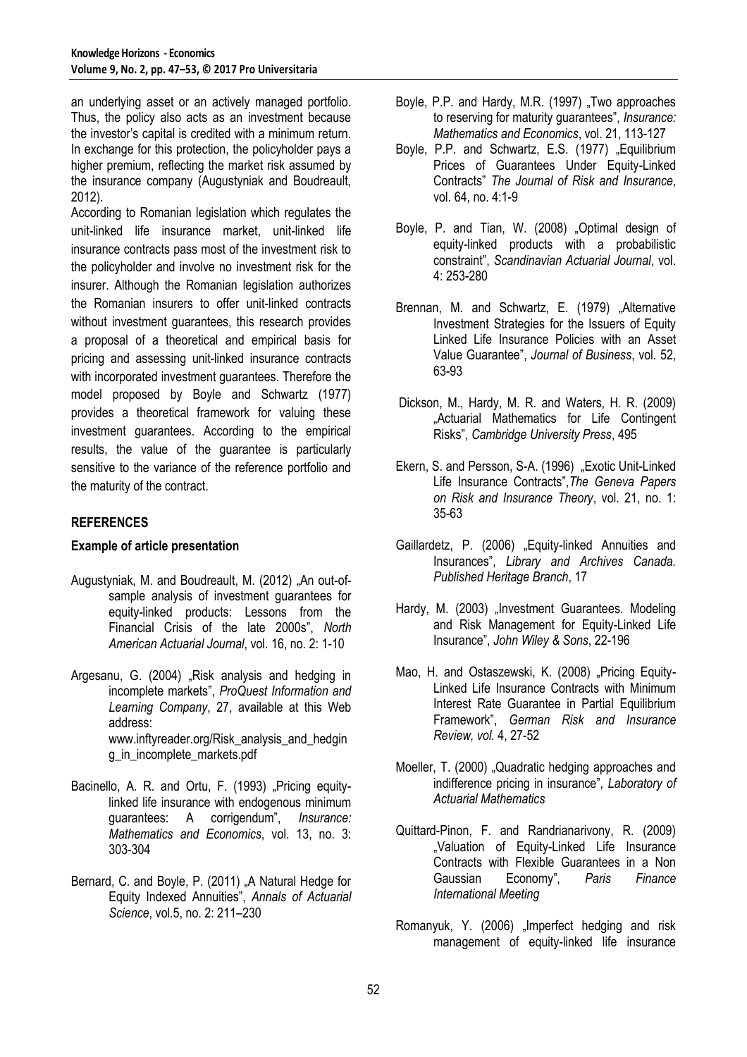an underlying asset or an actively managed portfolio. Thus, the policy also acts as an investment because the investor's capital is credited with a minimum return. In exchange for this protection, the policyholder pays a higher premium, reflecting the market risk assumed by the insurance company (Augustyniak and Boudreault, 2012).

According to Romanian legislation which regulates the unit-linked life insurance market, unit-linked life insurance contracts pass most of the investment risk to the policyholder and involve no investment risk for the insurer. Although the Romanian legislation authorizes the Romanian insurers to offer unit-linked contracts without investment guarantees, this research provides a proposal of a theoretical and empirical basis for pricing and assessing unit-linked insurance contracts with incorporated investment guarantees. Therefore the model proposed by Boyle and Schwartz (1977) provides a theoretical framework for valuing these investment guarantees. According to the empirical results, the value of the guarantee is particularly sensitive to the variance of the reference portfolio and the maturity of the contract.

## REFERENCES

### Example of article presentation

Augustyniak, M. and Boudreault, M. (2012) „An out-of-sample analysis of investment guarantees for equity-linked products: Lessons from the Financial Crisis of the late 2000s", *North American Actuarial Journal*, vol. 16, no. 2: 1-10

Argesanu, G. (2004) „Risk analysis and hedging in incomplete markets", *ProQuest Information and Learning Company*, 27, available at this Web address: www.inftyreader.org/Risk_analysis_and_hedging_in_incomplete_markets.pdf

Bacinello, A. R. and Ortu, F. (1993) „Pricing equity-linked life insurance with endogenous minimum guarantees: A corrigendum", *Insurance: Mathematics and Economics*, vol. 13, no. 3: 303-304

Bernard, C. and Boyle, P. (2011) „A Natural Hedge for Equity Indexed Annuities", *Annals of Actuarial Science*, vol.5, no. 2: 211–230

Boyle, P.P. and Hardy, M.R. (1997) „Two approaches to reserving for maturity guarantees", *Insurance: Mathematics and Economics*, vol. 21, 113-127

Boyle, P.P. and Schwartz, E.S. (1977) „Equilibrium Prices of Guarantees Under Equity-Linked Contracts" *The Journal of Risk and Insurance*, vol. 64, no. 4:1-9

Boyle, P. and Tian, W. (2008) „Optimal design of equity-linked products with a probabilistic constraint", *Scandinavian Actuarial Journal*, vol. 4: 253-280

Brennan, M. and Schwartz, E. (1979) „Alternative Investment Strategies for the Issuers of Equity Linked Life Insurance Policies with an Asset Value Guarantee", *Journal of Business*, vol. 52, 63-93

Dickson, M., Hardy, M. R. and Waters, H. R. (2009) „Actuarial Mathematics for Life Contingent Risks", *Cambridge University Press*, 495

Ekern, S. and Persson, S-A. (1996) „Exotic Unit-Linked Life Insurance Contracts",*The Geneva Papers on Risk and Insurance Theory*, vol. 21, no. 1: 35-63

Gaillardetz, P. (2006) „Equity-linked Annuities and Insurances", *Library and Archives Canada. Published Heritage Branch*, 17

Hardy, M. (2003) „Investment Guarantees. Modeling and Risk Management for Equity-Linked Life Insurance", *John Wiley & Sons*, 22-196

Mao, H. and Ostaszewski, K. (2008) „Pricing Equity-Linked Life Insurance Contracts with Minimum Interest Rate Guarantee in Partial Equilibrium Framework", *German Risk and Insurance Review, vol.* 4, 27-52

Moeller, T. (2000) „Quadratic hedging approaches and indifference pricing in insurance", *Laboratory of Actuarial Mathematics*

Quittard-Pinon, F. and Randrianarivony, R. (2009) „Valuation of Equity-Linked Life Insurance Contracts with Flexible Guarantees in a Non Gaussian Economy", *Paris Finance International Meeting*

Romanyuk, Y. (2006) „Imperfect hedging and risk management of equity-linked life insurance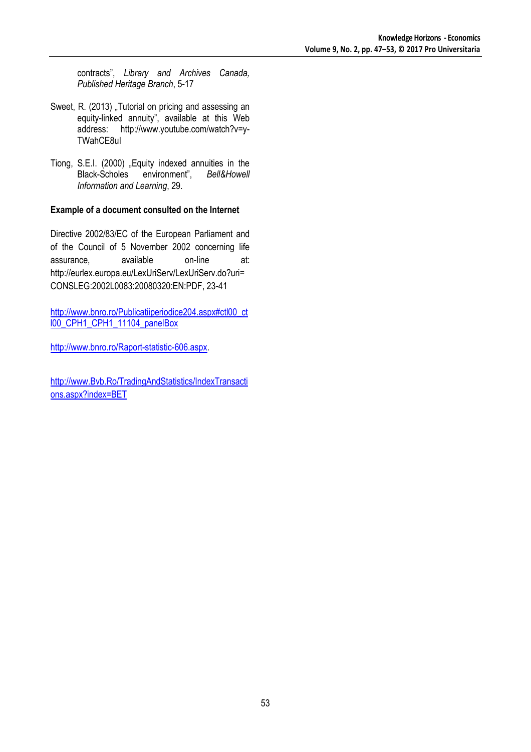contracts", *Library and Archives Canada, Published Heritage Branch*, 5-17

Sweet, R. (2013) „Tutorial on pricing and assessing an equity-linked annuity", available at this Web address: http://www.youtube.com/watch?v=y-TWahCE8uI

Tiong, S.E.I. (2000) „Equity indexed annuities in the Black-Scholes environment", *Bell&Howell Information and Learning*, 29.

**Example of a document consulted on the Internet**

Directive 2002/83/EC of the European Parliament and of the Council of 5 November 2002 concerning life assurance, available on-line at: http://eurlex.europa.eu/LexUriServ/LexUriServ.do?uri=CONSLEG:2002L0083:20080320:EN:PDF, 23-41

http://www.bnro.ro/Publicatiiperiodice204.aspx#ctl00_ctl00_CPH1_CPH1_11104_panelBox

http://www.bnro.ro/Raport-statistic-606.aspx.

http://www.Bvb.Ro/TradingAndStatistics/IndexTransactions.aspx?index=BET